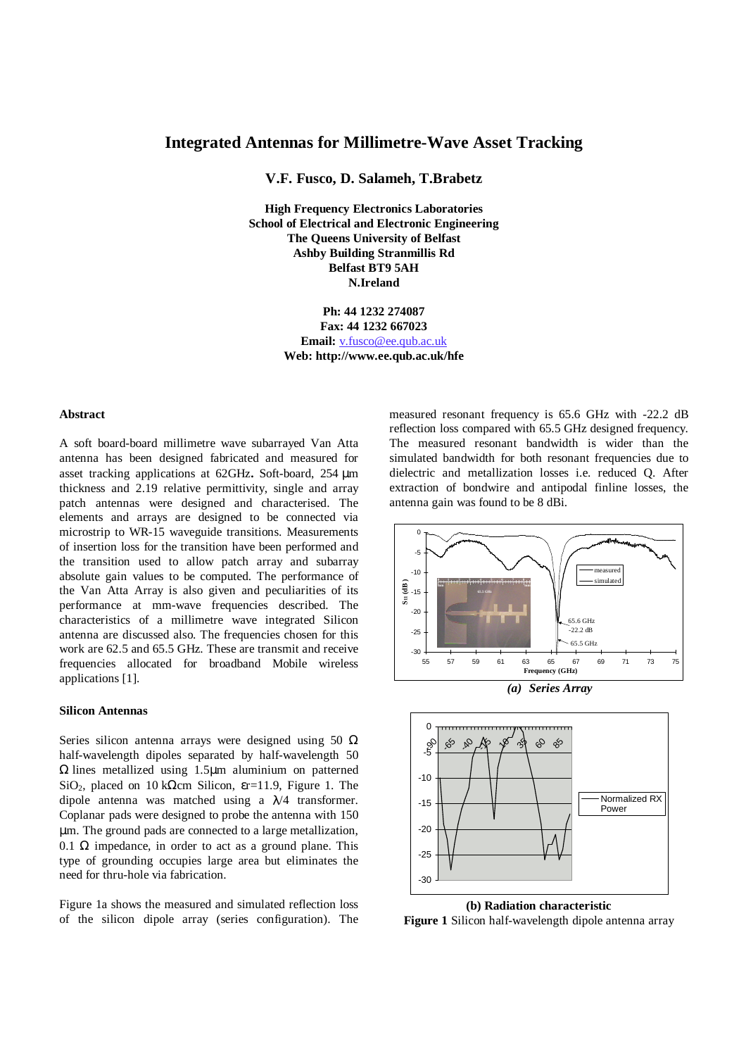# Integrated Antennas for Millimetre-Wave Asset Tracking

**V.F. Fusco, D. Salameh, T.Brabetz**

**High Frequency Electronics Laboratories**
**School of Electrical and Electronic Engineering**
**The Queens University of Belfast**
**Ashby Building Stranmillis Rd**
**Belfast BT9 5AH**
**N.Ireland**

**Ph: 44 1232 274087**
**Fax: 44 1232 667023**
**Email:** v.fusco@ee.qub.ac.uk
**Web: http://www.ee.qub.ac.uk/hfe**

## Abstract

A soft board-board millimetre wave subarrayed Van Atta antenna has been designed fabricated and measured for asset tracking applications at 62GHz**.** Soft-board, 254 µm thickness and 2.19 relative permittivity, single and array patch antennas were designed and characterised. The elements and arrays are designed to be connected via microstrip to WR-15 waveguide transitions. Measurements of insertion loss for the transition have been performed and the transition used to allow patch array and subarray absolute gain values to be computed. The performance of the Van Atta Array is also given and peculiarities of its performance at mm-wave frequencies described. The characteristics of a millimetre wave integrated Silicon antenna are discussed also. The frequencies chosen for this work are 62.5 and 65.5 GHz. These are transmit and receive frequencies allocated for broadband Mobile wireless applications [1].

## Silicon Antennas

Series silicon antenna arrays were designed using 50 Ω half-wavelength dipoles separated by half-wavelength 50 Ω lines metallized using 1.5µm aluminium on patterned $SiO_2$, placed on 10 kΩcm Silicon, $\varepsilon r$=11.9, Figure 1. The dipole antenna was matched using a $\lambda/4$ transformer. Coplanar pads were designed to probe the antenna with 150 µm. The ground pads are connected to a large metallization, 0.1 Ω impedance, in order to act as a ground plane. This type of grounding occupies large area but eliminates the need for thru-hole via fabrication.

Figure 1a shows the measured and simulated reflection loss of the silicon dipole array (series configuration). The measured resonant frequency is 65.6 GHz with -22.2 dB reflection loss compared with 65.5 GHz designed frequency. The measured resonant bandwidth is wider than the simulated bandwidth for both resonant frequencies due to dielectric and metallization losses i.e. reduced Q. After extraction of bondwire and antipodal finline losses, the antenna gain was found to be 8 dBi.

*(a) Series Array*

**(b) Radiation characteristic**

**Figure 1** Silicon half-wavelength dipole antenna array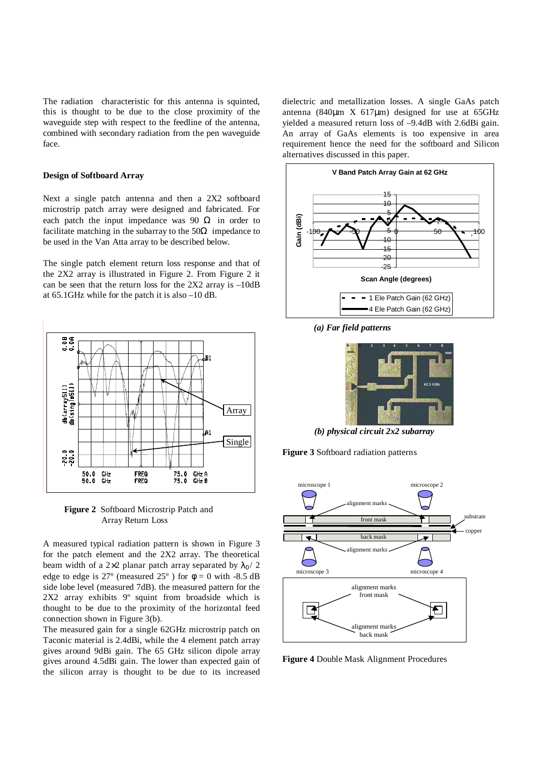The radiation characteristic for this antenna is squinted, this is thought to be due to the close proximity of the waveguide step with respect to the feedline of the antenna, combined with secondary radiation from the pen waveguide face.

### Design of Softboard Array

Next a single patch antenna and then a 2X2 softboard microstrip patch array were designed and fabricated. For each patch the input impedance was 90 $\Omega$ in order to facilitate matching in the subarray to the 50$\Omega$ impedance to be used in the Van Atta array to be described below.

The single patch element return loss response and that of the 2X2 array is illustrated in Figure 2. From Figure 2 it can be seen that the return loss for the 2X2 array is –10dB at 65.1GHz while for the patch it is also –10 dB.

**Figure 2** Softboard Microstrip Patch and Array Return Loss

A measured typical radiation pattern is shown in Figure 3 for the patch element and the 2X2 array. The theoretical beam width of a 2×2 planar patch array separated by $\lambda_0/2$ edge to edge is 27º (measured 25º ) for $\phi = 0$ with -8.5 dB side lobe level (measured 7dB). the measured pattern for the 2X2 array exhibits 9º squint from broadside which is thought to be due to the proximity of the horizontal feed connection shown in Figure 3(b).

The measured gain for a single 62GHz microstrip patch on Taconic material is 2.4dBi, while the 4 element patch array gives around 9dBi gain. The 65 GHz silicon dipole array gives around 4.5dBi gain. The lower than expected gain of the silicon array is thought to be due to its increased dielectric and metallization losses. A single GaAs patch antenna (840µm X 617µm) designed for use at 65GHz yielded a measured return loss of –9.4dB with 2.6dBi gain. An array of GaAs elements is too expensive in area requirement hence the need for the softboard and Silicon alternatives discussed in this paper.

*(a) Far field patterns*

*(b) physical circuit 2x2 subarray*

**Figure 3** Softboard radiation patterns

**Figure 4** Double Mask Alignment Procedures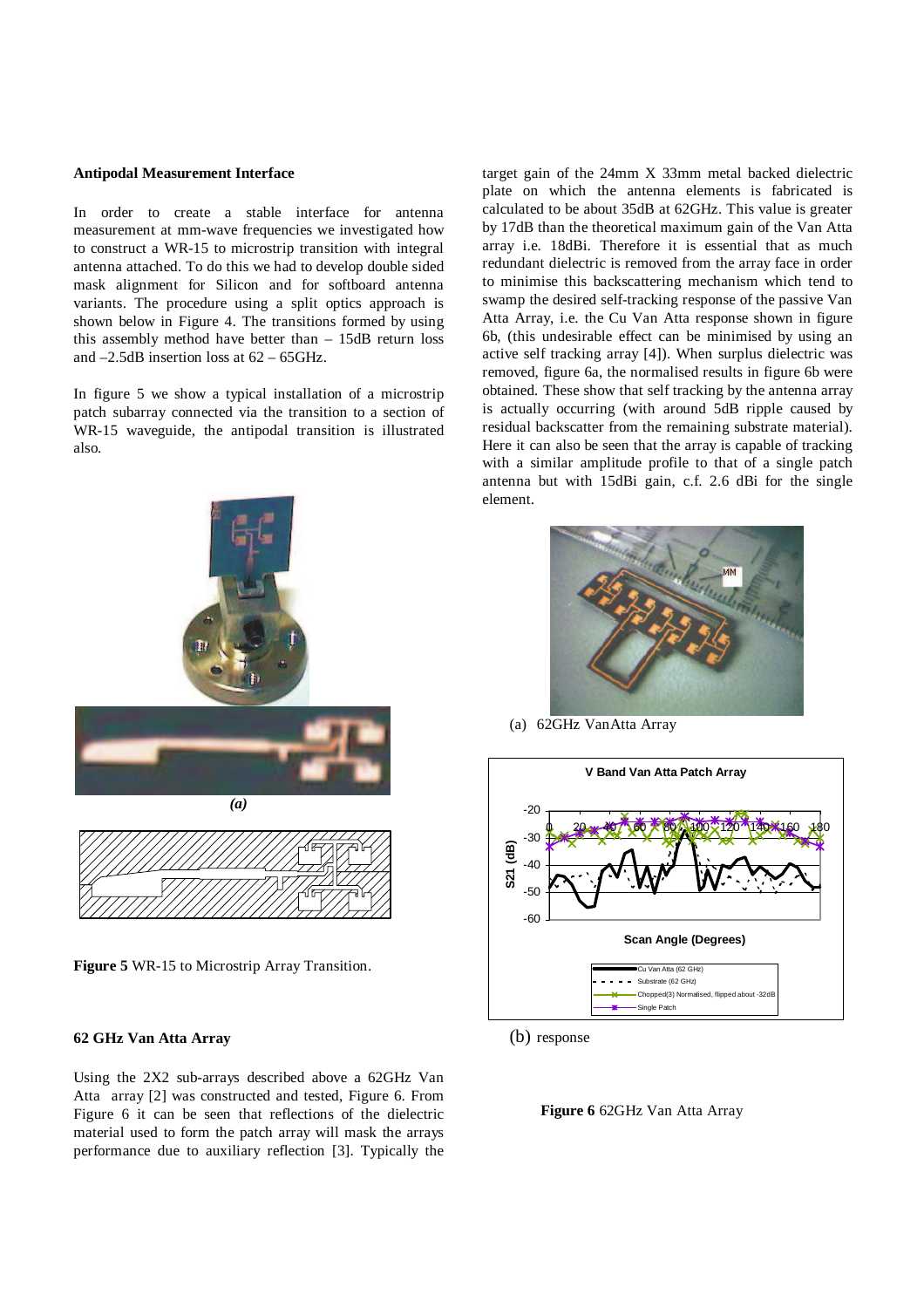### Antipodal Measurement Interface

In order to create a stable interface for antenna measurement at mm-wave frequencies we investigated how to construct a WR-15 to microstrip transition with integral antenna attached. To do this we had to develop double sided mask alignment for Silicon and for softboard antenna variants. The procedure using a split optics approach is shown below in Figure 4. The transitions formed by using this assembly method have better than – 15dB return loss and –2.5dB insertion loss at 62 – 65GHz.

In figure 5 we show a typical installation of a microstrip patch subarray connected via the transition to a section of WR-15 waveguide, the antipodal transition is illustrated also.

*(a)*

**Figure 5** WR-15 to Microstrip Array Transition.

### 62 GHz Van Atta Array

Using the 2X2 sub-arrays described above a 62GHz Van Atta array [2] was constructed and tested, Figure 6. From Figure 6 it can be seen that reflections of the dielectric material used to form the patch array will mask the arrays performance due to auxiliary reflection [3]. Typically the target gain of the 24mm X 33mm metal backed dielectric plate on which the antenna elements is fabricated is calculated to be about 35dB at 62GHz. This value is greater by 17dB than the theoretical maximum gain of the Van Atta array i.e. 18dBi. Therefore it is essential that as much redundant dielectric is removed from the array face in order to minimise this backscattering mechanism which tend to swamp the desired self-tracking response of the passive Van Atta Array, i.e. the Cu Van Atta response shown in figure 6b, (this undesirable effect can be minimised by using an active self tracking array [4]). When surplus dielectric was removed, figure 6a, the normalised results in figure 6b were obtained. These show that self tracking by the antenna array is actually occurring (with around 5dB ripple caused by residual backscatter from the remaining substrate material). Here it can also be seen that the array is capable of tracking with a similar amplitude profile to that of a single patch antenna but with 15dBi gain, c.f. 2.6 dBi for the single element.

(a) 62GHz VanAtta Array

(b) response

**Figure 6** 62GHz Van Atta Array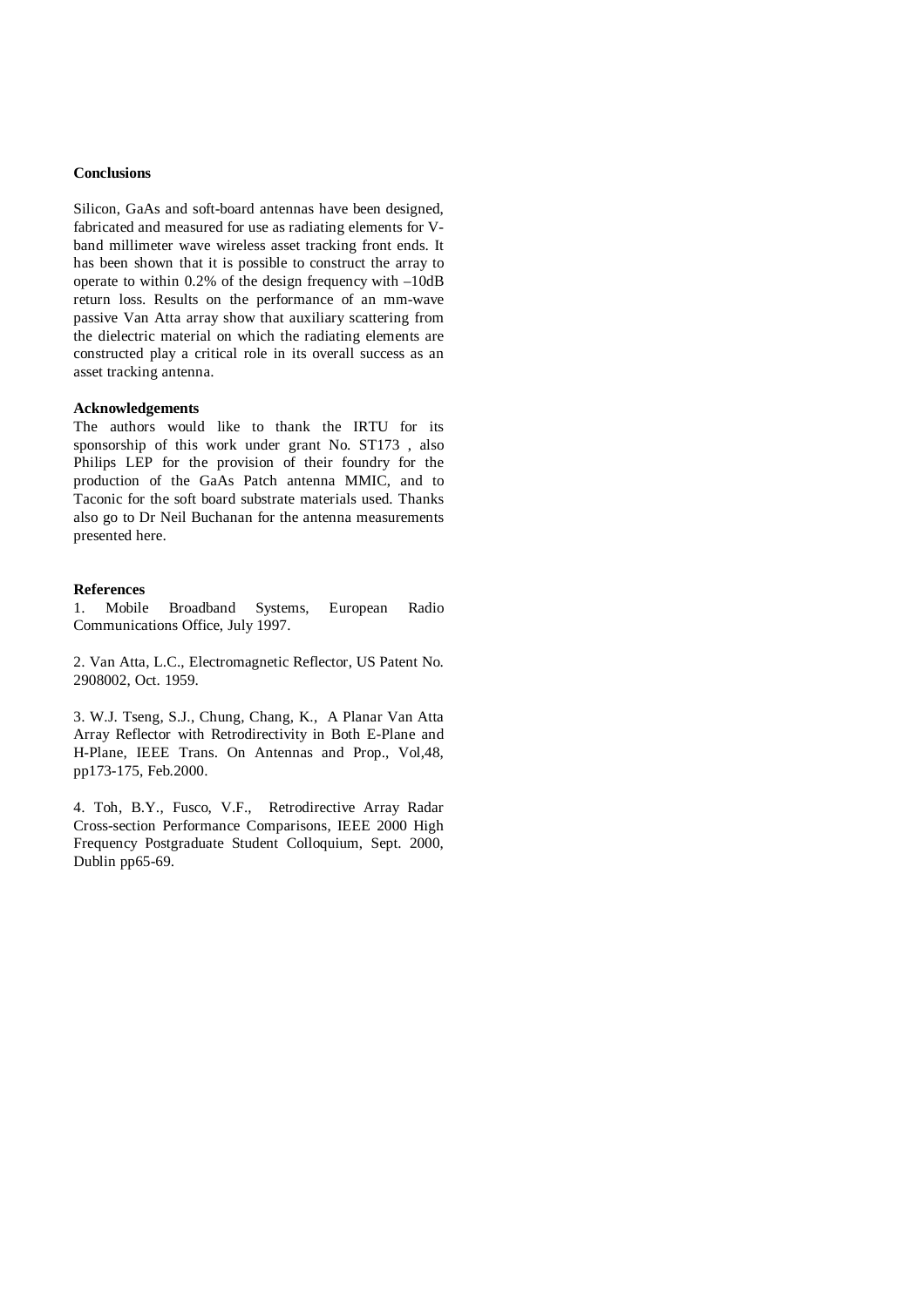**Conclusions**

Silicon, GaAs and soft-board antennas have been designed, fabricated and measured for use as radiating elements for V-band millimeter wave wireless asset tracking front ends. It has been shown that it is possible to construct the array to operate to within 0.2% of the design frequency with –10dB return loss. Results on the performance of an mm-wave passive Van Atta array show that auxiliary scattering from the dielectric material on which the radiating elements are constructed play a critical role in its overall success as an asset tracking antenna.

**Acknowledgements**

The authors would like to thank the IRTU for its sponsorship of this work under grant No. ST173 , also Philips LEP for the provision of their foundry for the production of the GaAs Patch antenna MMIC, and to Taconic for the soft board substrate materials used. Thanks also go to Dr Neil Buchanan for the antenna measurements presented here.

**References**

1. Mobile Broadband Systems, European Radio Communications Office, July 1997.

2. Van Atta, L.C., Electromagnetic Reflector, US Patent No. 2908002, Oct. 1959.

3. W.J. Tseng, S.J., Chung, Chang, K., A Planar Van Atta Array Reflector with Retrodirectivity in Both E-Plane and H-Plane, IEEE Trans. On Antennas and Prop., Vol,48, pp173-175, Feb.2000.

4. Toh, B.Y., Fusco, V.F., Retrodirective Array Radar Cross-section Performance Comparisons, IEEE 2000 High Frequency Postgraduate Student Colloquium, Sept. 2000, Dublin pp65-69.